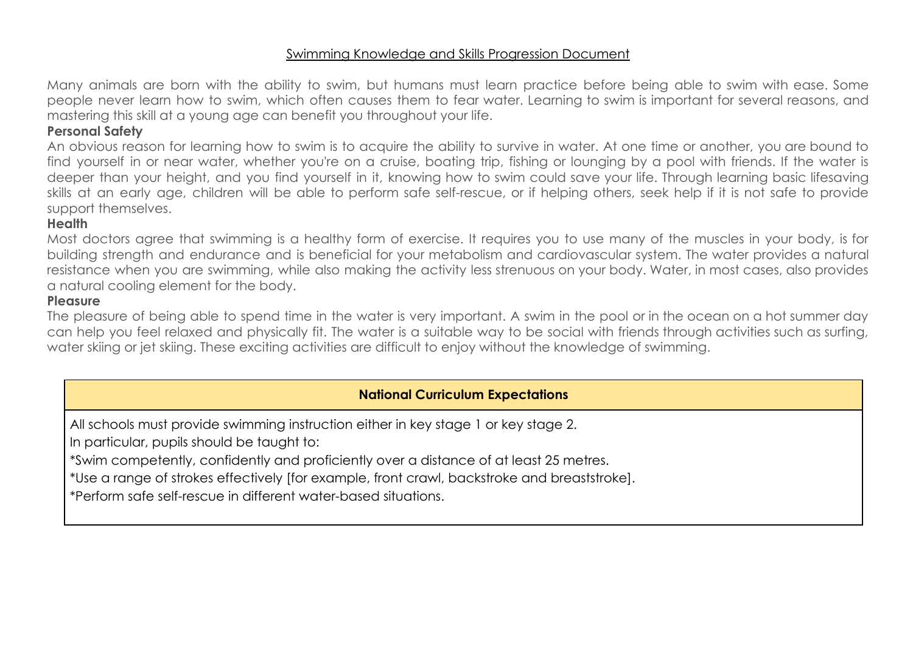# Swimming Knowledge and Skills Progression Document

Many animals are born with the ability to swim, but humans must learn practice before being able to swim with ease. Some people never learn how to swim, which often causes them to fear water. Learning to swim is important for several reasons, and mastering this skill at a young age can benefit you throughout your life.

**Personal Safety**

An obvious reason for learning how to swim is to acquire the ability to survive in water. At one time or another, you are bound to find yourself in or near water, whether you're on a cruise, boating trip, fishing or lounging by a pool with friends. If the water is deeper than your height, and you find yourself in it, knowing how to swim could save your life. Through learning basic lifesaving skills at an early age, children will be able to perform safe self-rescue, or if helping others, seek help if it is not safe to provide support themselves.

**Health**

Most doctors agree that swimming is a healthy form of exercise. It requires you to use many of the muscles in your body, is for building strength and endurance and is beneficial for your metabolism and cardiovascular system. The water provides a natural resistance when you are swimming, while also making the activity less strenuous on your body. Water, in most cases, also provides a natural cooling element for the body.

**Pleasure**

The pleasure of being able to spend time in the water is very important. A swim in the pool or in the ocean on a hot summer day can help you feel relaxed and physically fit. The water is a suitable way to be social with friends through activities such as surfing, water skiing or jet skiing. These exciting activities are difficult to enjoy without the knowledge of swimming.

| **National Curriculum Expectations** |
| --- |
| All schools must provide swimming instruction either in key stage 1 or key stage 2.<br>In particular, pupils should be taught to:<br>*Swim competently, confidently and proficiently over a distance of at least 25 metres.<br>*Use a range of strokes effectively [for example, front crawl, backstroke and breaststroke].<br>*Perform safe self-rescue in different water-based situations. |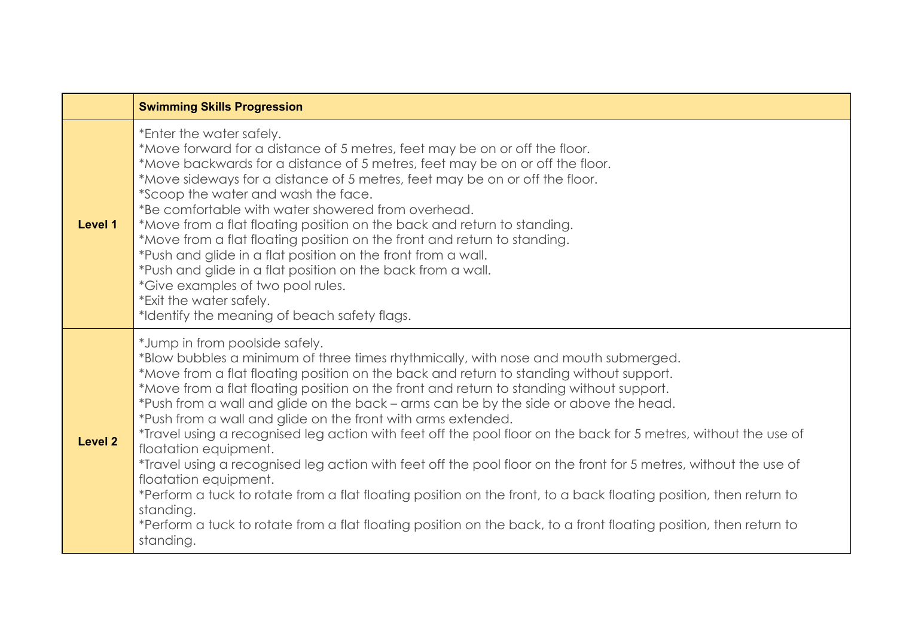|  | **Swimming Skills Progression** |
|---|---|
| **Level 1** | *Enter the water safely.<br>*Move forward for a distance of 5 metres, feet may be on or off the floor.<br>*Move backwards for a distance of 5 metres, feet may be on or off the floor.<br>*Move sideways for a distance of 5 metres, feet may be on or off the floor.<br>*Scoop the water and wash the face.<br>*Be comfortable with water showered from overhead.<br>*Move from a flat floating position on the back and return to standing.<br>*Move from a flat floating position on the front and return to standing.<br>*Push and glide in a flat position on the front from a wall.<br>*Push and glide in a flat position on the back from a wall.<br>*Give examples of two pool rules.<br>*Exit the water safely.<br>*Identify the meaning of beach safety flags. |
| **Level 2** | *Jump in from poolside safely.<br>*Blow bubbles a minimum of three times rhythmically, with nose and mouth submerged.<br>*Move from a flat floating position on the back and return to standing without support.<br>*Move from a flat floating position on the front and return to standing without support.<br>*Push from a wall and glide on the back – arms can be by the side or above the head.<br>*Push from a wall and glide on the front with arms extended.<br>*Travel using a recognised leg action with feet off the pool floor on the back for 5 metres, without the use of floatation equipment.<br>*Travel using a recognised leg action with feet off the pool floor on the front for 5 metres, without the use of floatation equipment.<br>*Perform a tuck to rotate from a flat floating position on the front, to a back floating position, then return to standing.<br>*Perform a tuck to rotate from a flat floating position on the back, to a front floating position, then return to standing. |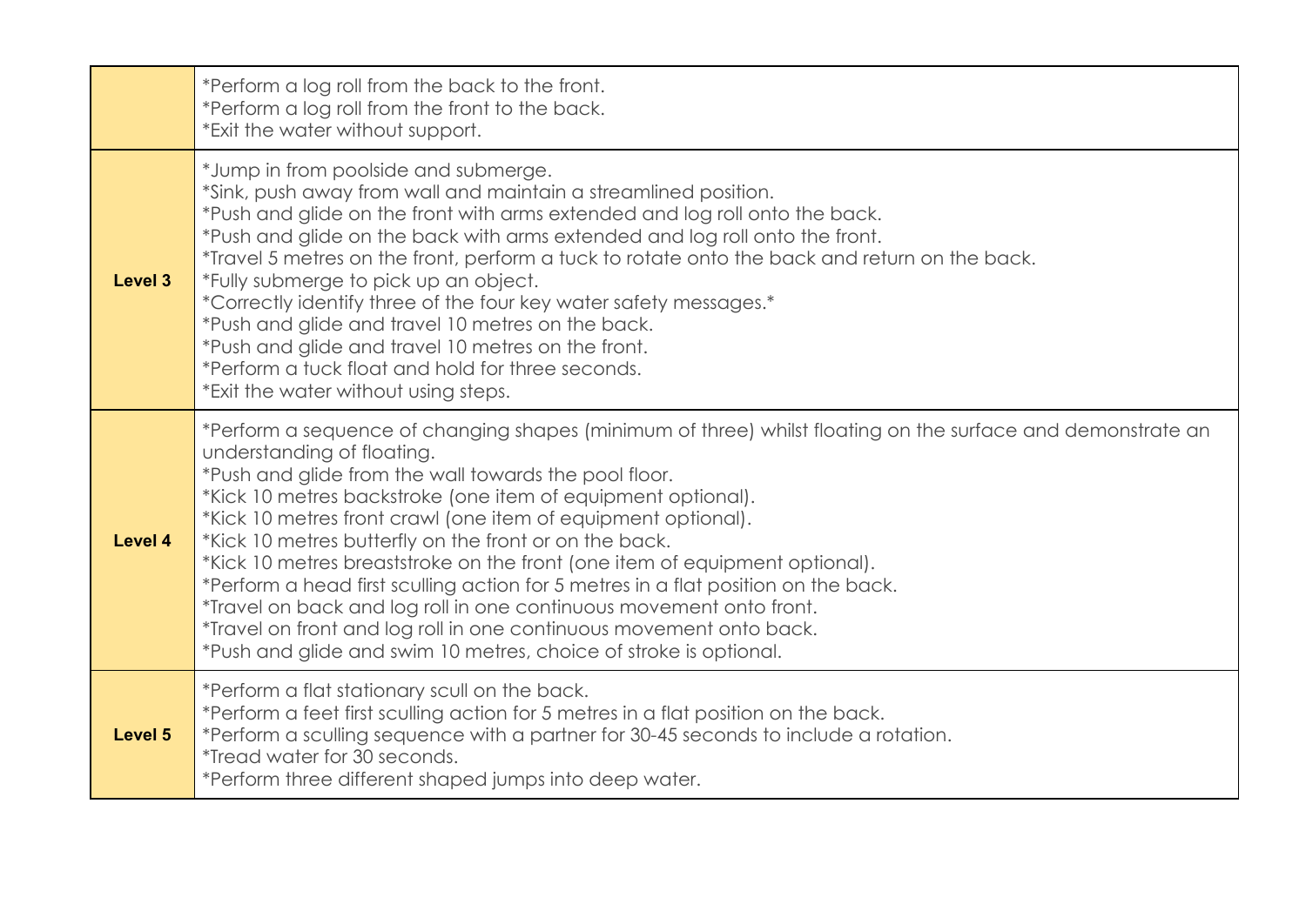| | |
|---|---|
| | *Perform a log roll from the back to the front.<br>*Perform a log roll from the front to the back.<br>*Exit the water without support. |
| **Level 3** | *Jump in from poolside and submerge.<br>*Sink, push away from wall and maintain a streamlined position.<br>*Push and glide on the front with arms extended and log roll onto the back.<br>*Push and glide on the back with arms extended and log roll onto the front.<br>*Travel 5 metres on the front, perform a tuck to rotate onto the back and return on the back.<br>*Fully submerge to pick up an object.<br>*Correctly identify three of the four key water safety messages.*<br>*Push and glide and travel 10 metres on the back.<br>*Push and glide and travel 10 metres on the front.<br>*Perform a tuck float and hold for three seconds.<br>*Exit the water without using steps. |
| **Level 4** | *Perform a sequence of changing shapes (minimum of three) whilst floating on the surface and demonstrate an understanding of floating.<br>*Push and glide from the wall towards the pool floor.<br>*Kick 10 metres backstroke (one item of equipment optional).<br>*Kick 10 metres front crawl (one item of equipment optional).<br>*Kick 10 metres butterfly on the front or on the back.<br>*Kick 10 metres breaststroke on the front (one item of equipment optional).<br>*Perform a head first sculling action for 5 metres in a flat position on the back.<br>*Travel on back and log roll in one continuous movement onto front.<br>*Travel on front and log roll in one continuous movement onto back.<br>*Push and glide and swim 10 metres, choice of stroke is optional. |
| **Level 5** | *Perform a flat stationary scull on the back.<br>*Perform a feet first sculling action for 5 metres in a flat position on the back.<br>*Perform a sculling sequence with a partner for 30-45 seconds to include a rotation.<br>*Tread water for 30 seconds.<br>*Perform three different shaped jumps into deep water. |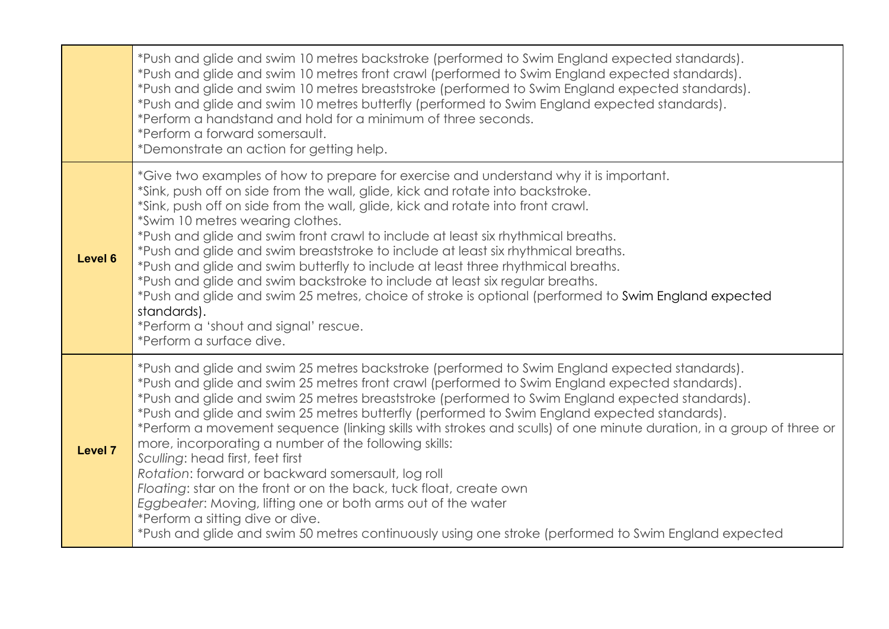| | |
|---|---|
| | *Push and glide and swim 10 metres backstroke (performed to Swim England expected standards).<br>*Push and glide and swim 10 metres front crawl (performed to Swim England expected standards).<br>*Push and glide and swim 10 metres breaststroke (performed to Swim England expected standards).<br>*Push and glide and swim 10 metres butterfly (performed to Swim England expected standards).<br>*Perform a handstand and hold for a minimum of three seconds.<br>*Perform a forward somersault.<br>*Demonstrate an action for getting help. |
| **Level 6** | *Give two examples of how to prepare for exercise and understand why it is important.<br>*Sink, push off on side from the wall, glide, kick and rotate into backstroke.<br>*Sink, push off on side from the wall, glide, kick and rotate into front crawl.<br>*Swim 10 metres wearing clothes.<br>*Push and glide and swim front crawl to include at least six rhythmical breaths.<br>*Push and glide and swim breaststroke to include at least six rhythmical breaths.<br>*Push and glide and swim butterfly to include at least three rhythmical breaths.<br>*Push and glide and swim backstroke to include at least six regular breaths.<br>*Push and glide and swim 25 metres, choice of stroke is optional (performed to Swim England expected standards).<br>*Perform a 'shout and signal' rescue.<br>*Perform a surface dive. |
| **Level 7** | *Push and glide and swim 25 metres backstroke (performed to Swim England expected standards).<br>*Push and glide and swim 25 metres front crawl (performed to Swim England expected standards).<br>*Push and glide and swim 25 metres breaststroke (performed to Swim England expected standards).<br>*Push and glide and swim 25 metres butterfly (performed to Swim England expected standards).<br>*Perform a movement sequence (linking skills with strokes and sculls) of one minute duration, in a group of three or more, incorporating a number of the following skills:<br>*Sculling*: head first, feet first<br>*Rotation*: forward or backward somersault, log roll<br>*Floating*: star on the front or on the back, tuck float, create own<br>*Eggbeater*: Moving, lifting one or both arms out of the water<br>*Perform a sitting dive or dive.<br>*Push and glide and swim 50 metres continuously using one stroke (performed to Swim England expected |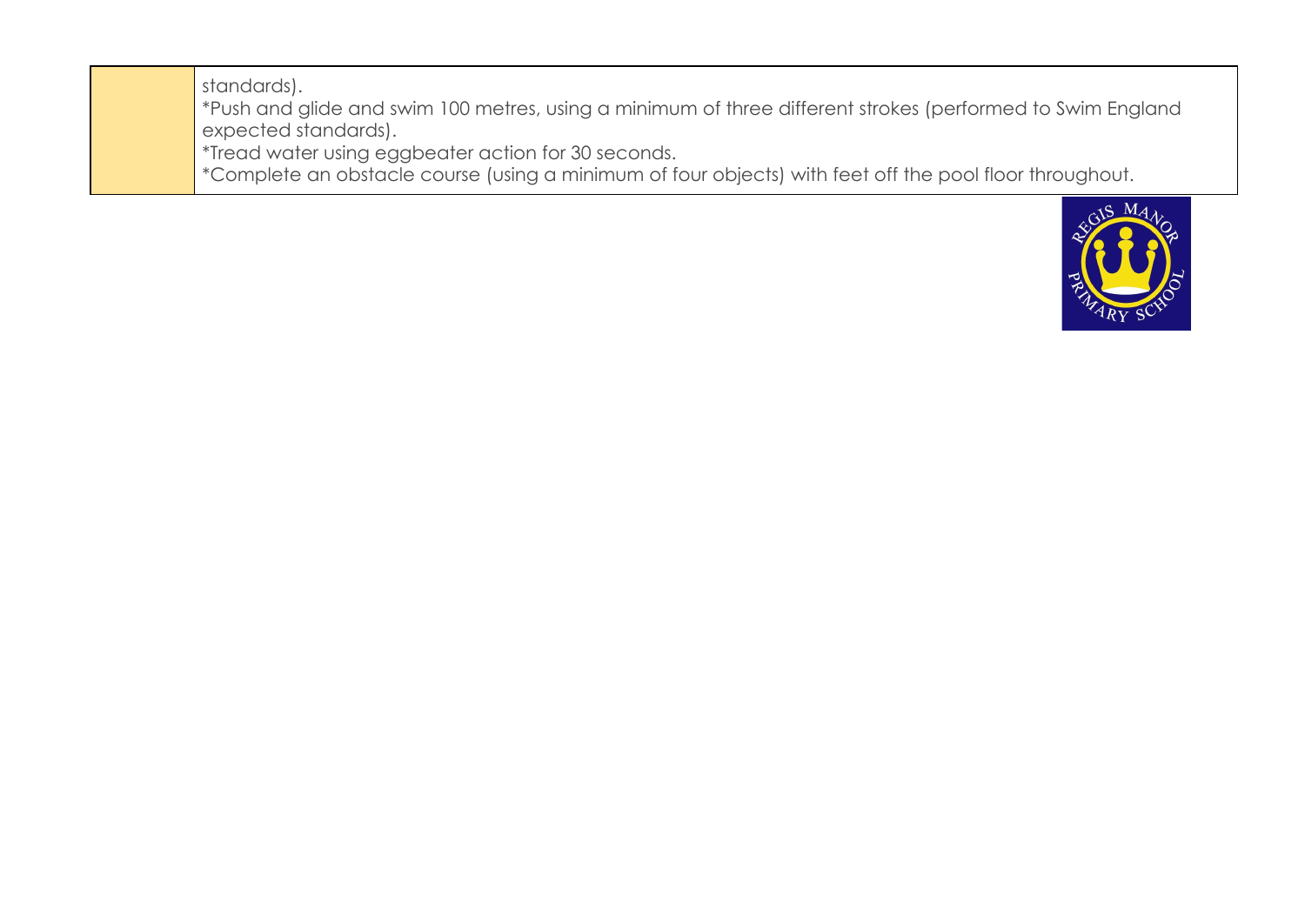| | |
|---|---|
| | standards).<br>*Push and glide and swim 100 metres, using a minimum of three different strokes (performed to Swim England expected standards).<br>*Tread water using eggbeater action for 30 seconds.<br>*Complete an obstacle course (using a minimum of four objects) with feet off the pool floor throughout. |